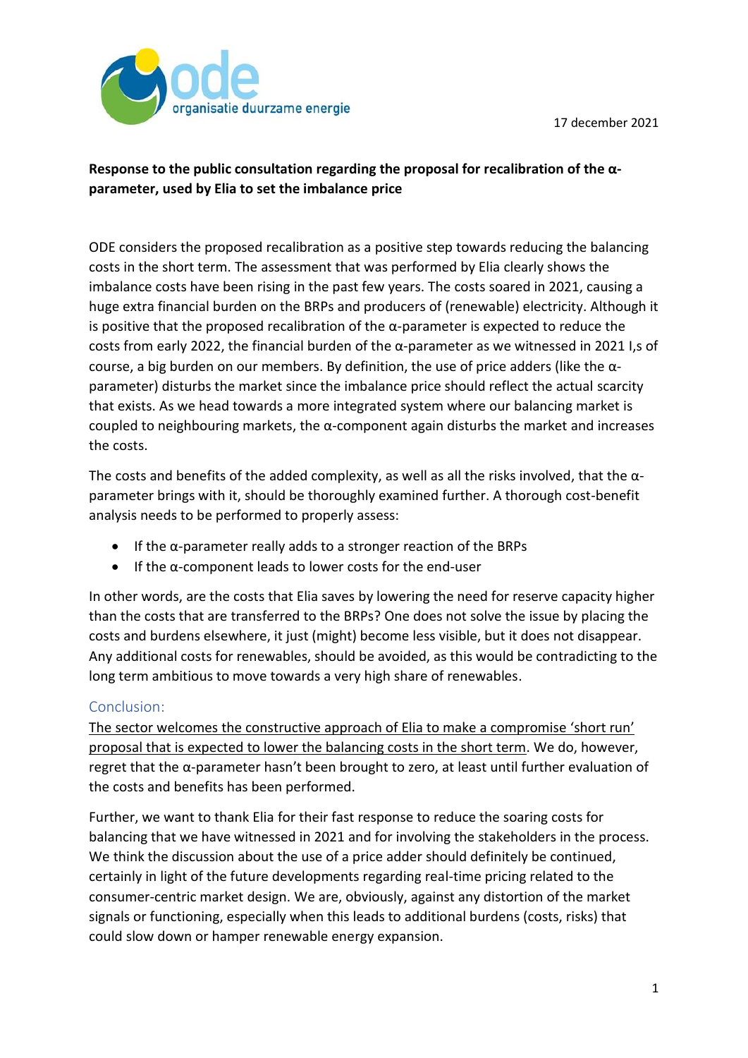ode organisatie duurzame energie

17 december 2021

**Response to the public consultation regarding the proposal for recalibration of the α-parameter, used by Elia to set the imbalance price**

ODE considers the proposed recalibration as a positive step towards reducing the balancing costs in the short term. The assessment that was performed by Elia clearly shows the imbalance costs have been rising in the past few years. The costs soared in 2021, causing a huge extra financial burden on the BRPs and producers of (renewable) electricity. Although it is positive that the proposed recalibration of the α-parameter is expected to reduce the costs from early 2022, the financial burden of the α-parameter as we witnessed in 2021 I,s of course, a big burden on our members. By definition, the use of price adders (like the α-parameter) disturbs the market since the imbalance price should reflect the actual scarcity that exists. As we head towards a more integrated system where our balancing market is coupled to neighbouring markets, the α-component again disturbs the market and increases the costs.

The costs and benefits of the added complexity, as well as all the risks involved, that the α-parameter brings with it, should be thoroughly examined further. A thorough cost-benefit analysis needs to be performed to properly assess:

- If the α-parameter really adds to a stronger reaction of the BRPs
- If the α-component leads to lower costs for the end-user

In other words, are the costs that Elia saves by lowering the need for reserve capacity higher than the costs that are transferred to the BRPs? One does not solve the issue by placing the costs and burdens elsewhere, it just (might) become less visible, but it does not disappear. Any additional costs for renewables, should be avoided, as this would be contradicting to the long term ambitious to move towards a very high share of renewables.

## Conclusion:

<u>The sector welcomes the constructive approach of Elia to make a compromise 'short run' proposal that is expected to lower the balancing costs in the short term</u>. We do, however, regret that the α-parameter hasn't been brought to zero, at least until further evaluation of the costs and benefits has been performed.

Further, we want to thank Elia for their fast response to reduce the soaring costs for balancing that we have witnessed in 2021 and for involving the stakeholders in the process. We think the discussion about the use of a price adder should definitely be continued, certainly in light of the future developments regarding real-time pricing related to the consumer-centric market design. We are, obviously, against any distortion of the market signals or functioning, especially when this leads to additional burdens (costs, risks) that could slow down or hamper renewable energy expansion.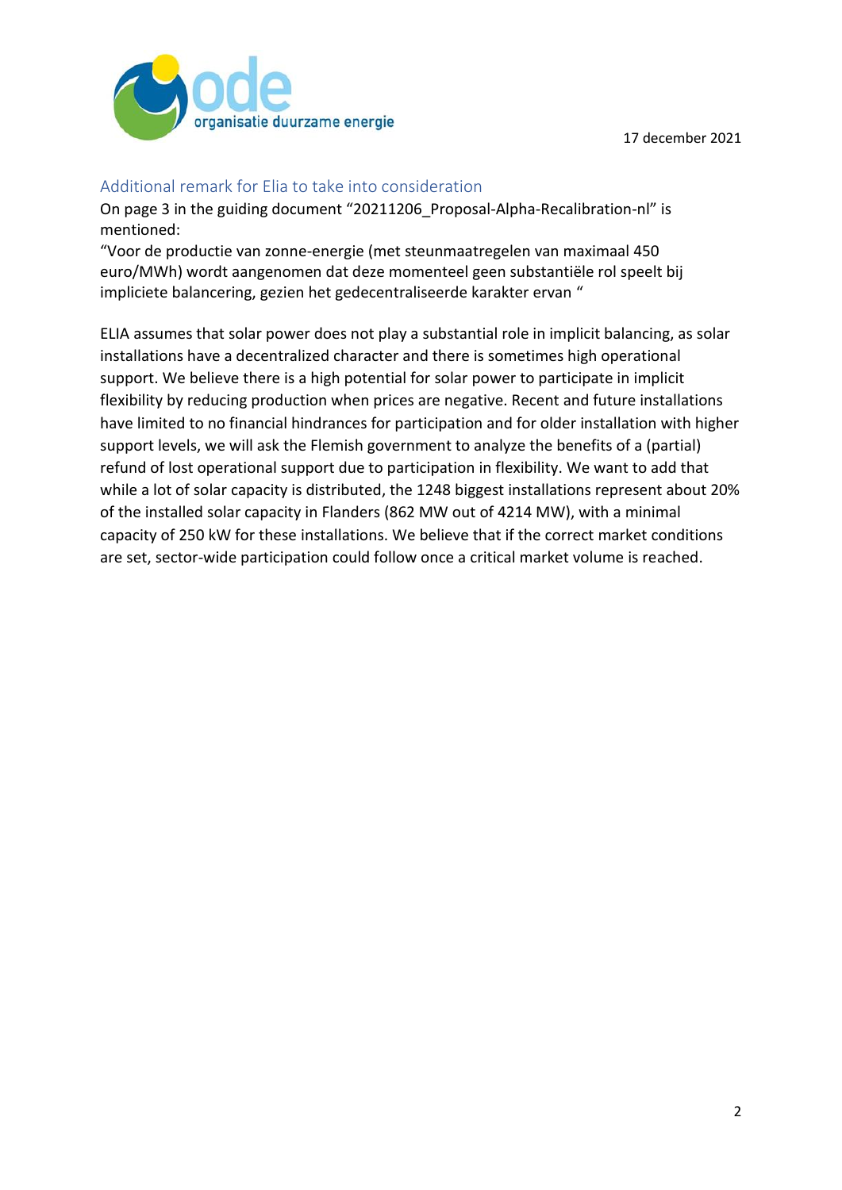17 december 2021

## Additional remark for Elia to take into consideration

On page 3 in the guiding document "20211206_Proposal-Alpha-Recalibration-nl" is mentioned:

"Voor de productie van zonne-energie (met steunmaatregelen van maximaal 450 euro/MWh) wordt aangenomen dat deze momenteel geen substantiële rol speelt bij impliciete balancering, gezien het gedecentraliseerde karakter ervan "

ELIA assumes that solar power does not play a substantial role in implicit balancing, as solar installations have a decentralized character and there is sometimes high operational support. We believe there is a high potential for solar power to participate in implicit flexibility by reducing production when prices are negative. Recent and future installations have limited to no financial hindrances for participation and for older installation with higher support levels, we will ask the Flemish government to analyze the benefits of a (partial) refund of lost operational support due to participation in flexibility. We want to add that while a lot of solar capacity is distributed, the 1248 biggest installations represent about 20% of the installed solar capacity in Flanders (862 MW out of 4214 MW), with a minimal capacity of 250 kW for these installations. We believe that if the correct market conditions are set, sector-wide participation could follow once a critical market volume is reached.